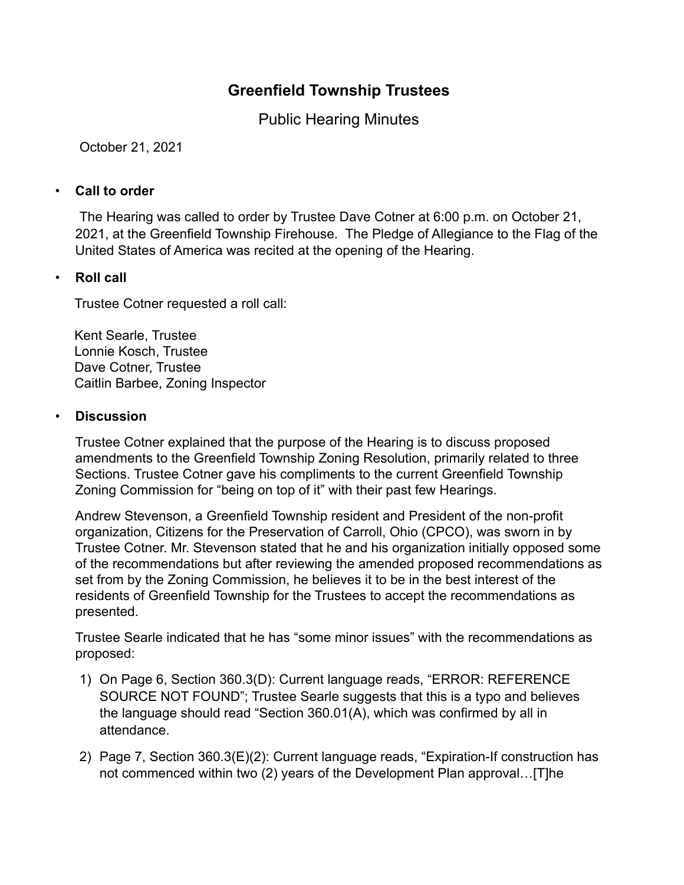# Greenfield Township Trustees

Public Hearing Minutes

October 21, 2021

- **Call to order**

  The Hearing was called to order by Trustee Dave Cotner at 6:00 p.m. on October 21, 2021, at the Greenfield Township Firehouse. The Pledge of Allegiance to the Flag of the United States of America was recited at the opening of the Hearing.

- **Roll call**

  Trustee Cotner requested a roll call:

  Kent Searle, Trustee
  Lonnie Kosch, Trustee
  Dave Cotner, Trustee
  Caitlin Barbee, Zoning Inspector

- **Discussion**

  Trustee Cotner explained that the purpose of the Hearing is to discuss proposed amendments to the Greenfield Township Zoning Resolution, primarily related to three Sections. Trustee Cotner gave his compliments to the current Greenfield Township Zoning Commission for "being on top of it" with their past few Hearings.

  Andrew Stevenson, a Greenfield Township resident and President of the non-profit organization, Citizens for the Preservation of Carroll, Ohio (CPCO), was sworn in by Trustee Cotner. Mr. Stevenson stated that he and his organization initially opposed some of the recommendations but after reviewing the amended proposed recommendations as set from by the Zoning Commission, he believes it to be in the best interest of the residents of Greenfield Township for the Trustees to accept the recommendations as presented.

  Trustee Searle indicated that he has "some minor issues" with the recommendations as proposed:

  1) On Page 6, Section 360.3(D): Current language reads, "ERROR: REFERENCE SOURCE NOT FOUND"; Trustee Searle suggests that this is a typo and believes the language should read "Section 360.01(A), which was confirmed by all in attendance.
  2) Page 7, Section 360.3(E)(2): Current language reads, "Expiration-If construction has not commenced within two (2) years of the Development Plan approval…[T]he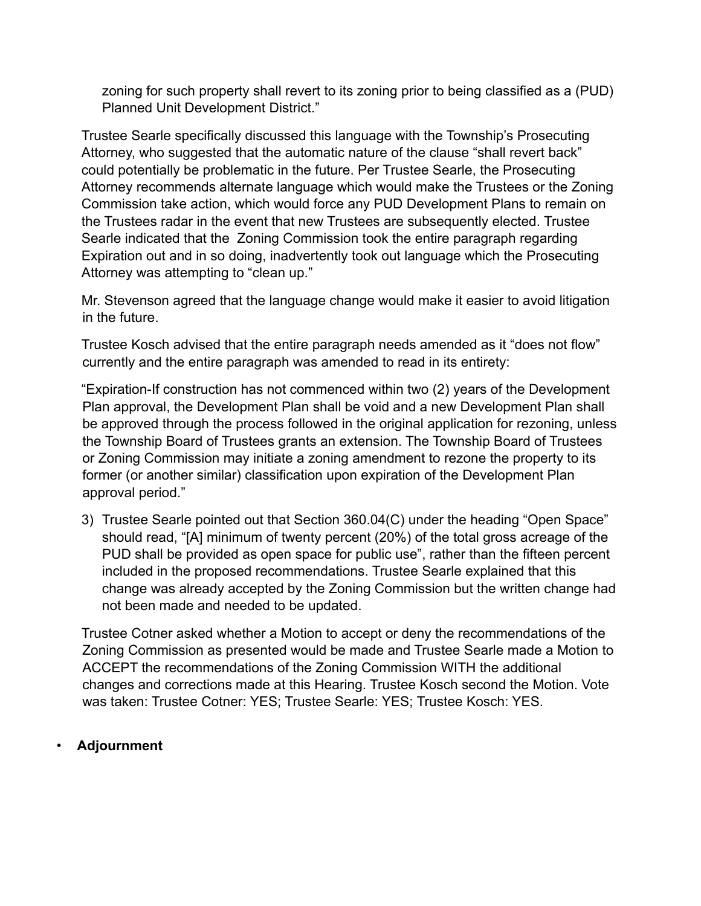zoning for such property shall revert to its zoning prior to being classified as a (PUD) Planned Unit Development District."

Trustee Searle specifically discussed this language with the Township's Prosecuting Attorney, who suggested that the automatic nature of the clause "shall revert back" could potentially be problematic in the future. Per Trustee Searle, the Prosecuting Attorney recommends alternate language which would make the Trustees or the Zoning Commission take action, which would force any PUD Development Plans to remain on the Trustees radar in the event that new Trustees are subsequently elected. Trustee Searle indicated that the Zoning Commission took the entire paragraph regarding Expiration out and in so doing, inadvertently took out language which the Prosecuting Attorney was attempting to "clean up."

Mr. Stevenson agreed that the language change would make it easier to avoid litigation in the future.

Trustee Kosch advised that the entire paragraph needs amended as it "does not flow" currently and the entire paragraph was amended to read in its entirety:

"Expiration-If construction has not commenced within two (2) years of the Development Plan approval, the Development Plan shall be void and a new Development Plan shall be approved through the process followed in the original application for rezoning, unless the Township Board of Trustees grants an extension. The Township Board of Trustees or Zoning Commission may initiate a zoning amendment to rezone the property to its former (or another similar) classification upon expiration of the Development Plan approval period."

3) Trustee Searle pointed out that Section 360.04(C) under the heading "Open Space" should read, "[A] minimum of twenty percent (20%) of the total gross acreage of the PUD shall be provided as open space for public use", rather than the fifteen percent included in the proposed recommendations. Trustee Searle explained that this change was already accepted by the Zoning Commission but the written change had not been made and needed to be updated.

Trustee Cotner asked whether a Motion to accept or deny the recommendations of the Zoning Commission as presented would be made and Trustee Searle made a Motion to ACCEPT the recommendations of the Zoning Commission WITH the additional changes and corrections made at this Hearing. Trustee Kosch second the Motion. Vote was taken: Trustee Cotner: YES; Trustee Searle: YES; Trustee Kosch: YES.

- **Adjournment**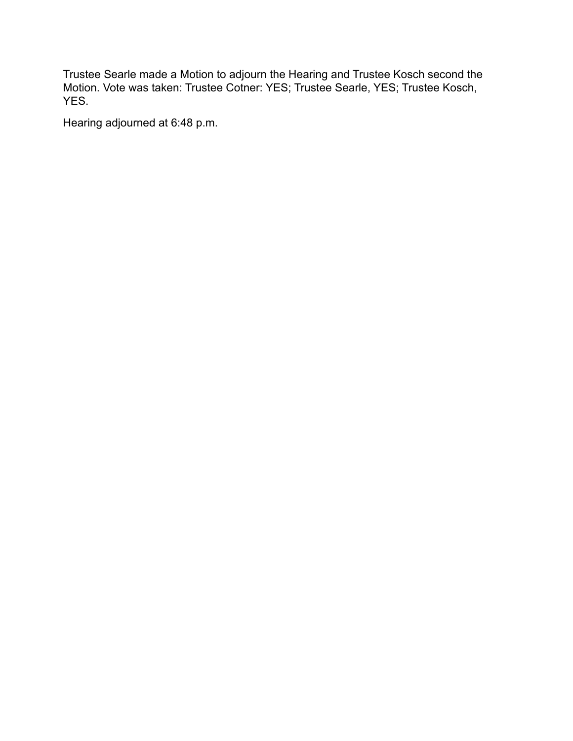Trustee Searle made a Motion to adjourn the Hearing and Trustee Kosch second the Motion. Vote was taken: Trustee Cotner: YES; Trustee Searle, YES; Trustee Kosch, YES.

Hearing adjourned at 6:48 p.m.